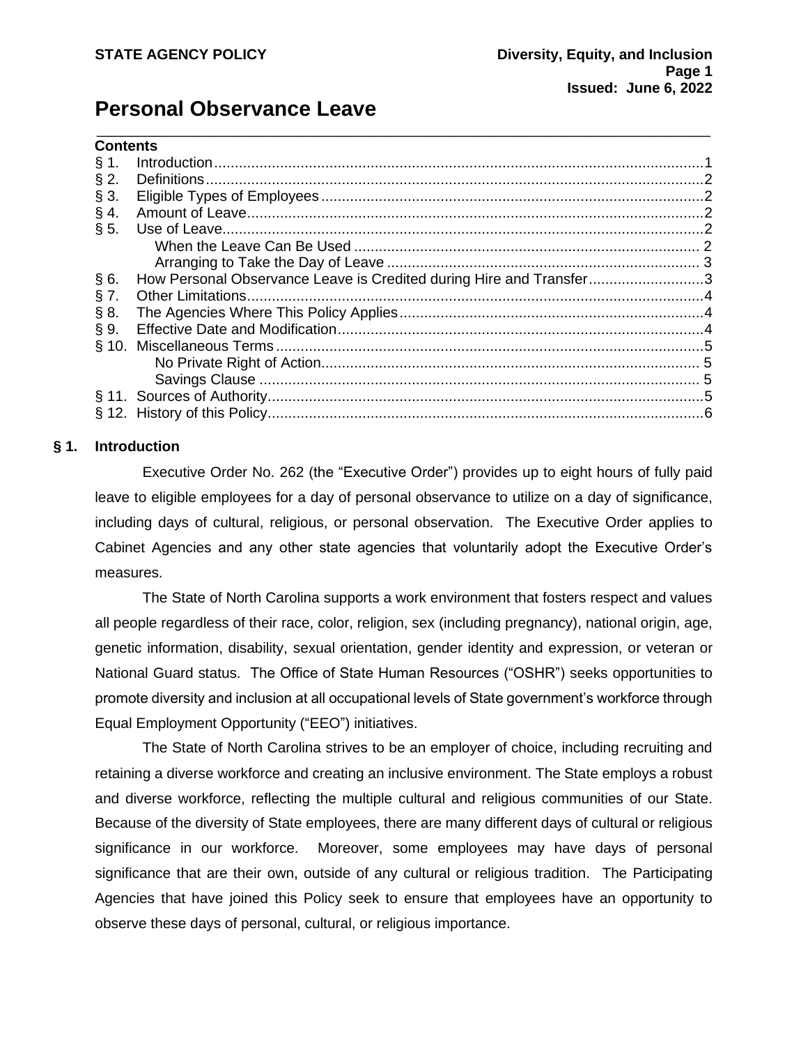STATE AGENCY POLICY

Diversity, Equity, and Inclusion

Issued: June 6, 2022

# Personal Observance Leave

**Contents**

| | | |
|---|---|---|
| § 1. | Introduction | 1 |
| § 2. | Definitions | 2 |
| § 3. | Eligible Types of Employees | 2 |
| § 4. | Amount of Leave | 2 |
| § 5. | Use of Leave | 2 |
| | When the Leave Can Be Used | 2 |
| | Arranging to Take the Day of Leave | 3 |
| § 6. | How Personal Observance Leave is Credited during Hire and Transfer | 3 |
| § 7. | Other Limitations | 4 |
| § 8. | The Agencies Where This Policy Applies | 4 |
| § 9. | Effective Date and Modification | 4 |
| § 10. | Miscellaneous Terms | 5 |
| | No Private Right of Action | 5 |
| | Savings Clause | 5 |
| § 11. | Sources of Authority | 5 |
| § 12. | History of this Policy | 6 |

## § 1. Introduction

Executive Order No. 262 (the "Executive Order") provides up to eight hours of fully paid leave to eligible employees for a day of personal observance to utilize on a day of significance, including days of cultural, religious, or personal observation. The Executive Order applies to Cabinet Agencies and any other state agencies that voluntarily adopt the Executive Order's measures.

The State of North Carolina supports a work environment that fosters respect and values all people regardless of their race, color, religion, sex (including pregnancy), national origin, age, genetic information, disability, sexual orientation, gender identity and expression, or veteran or National Guard status. The Office of State Human Resources ("OSHR") seeks opportunities to promote diversity and inclusion at all occupational levels of State government's workforce through Equal Employment Opportunity ("EEO") initiatives.

The State of North Carolina strives to be an employer of choice, including recruiting and retaining a diverse workforce and creating an inclusive environment. The State employs a robust and diverse workforce, reflecting the multiple cultural and religious communities of our State. Because of the diversity of State employees, there are many different days of cultural or religious significance in our workforce. Moreover, some employees may have days of personal significance that are their own, outside of any cultural or religious tradition. The Participating Agencies that have joined this Policy seek to ensure that employees have an opportunity to observe these days of personal, cultural, or religious importance.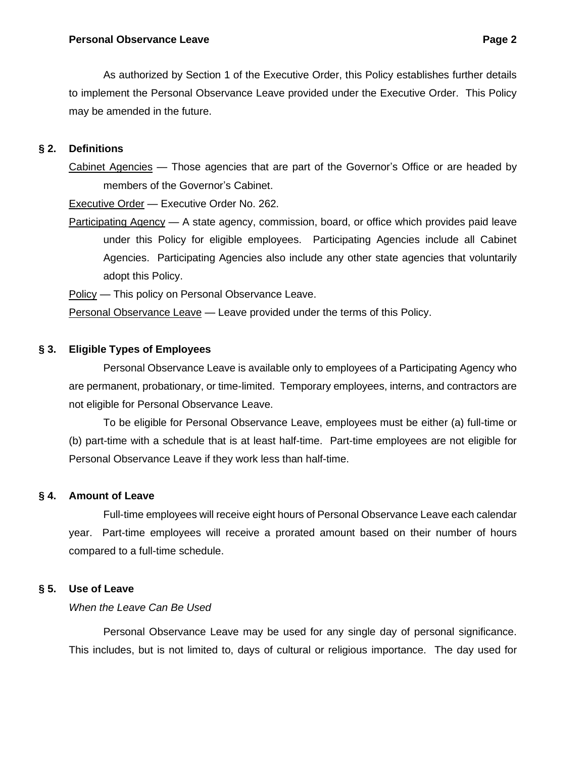As authorized by Section 1 of the Executive Order, this Policy establishes further details to implement the Personal Observance Leave provided under the Executive Order. This Policy may be amended in the future.

## § 2. Definitions

Cabinet Agencies — Those agencies that are part of the Governor's Office or are headed by members of the Governor's Cabinet.

Executive Order — Executive Order No. 262.

Participating Agency — A state agency, commission, board, or office which provides paid leave under this Policy for eligible employees. Participating Agencies include all Cabinet Agencies. Participating Agencies also include any other state agencies that voluntarily adopt this Policy.

Policy — This policy on Personal Observance Leave.

Personal Observance Leave — Leave provided under the terms of this Policy.

## § 3. Eligible Types of Employees

Personal Observance Leave is available only to employees of a Participating Agency who are permanent, probationary, or time-limited. Temporary employees, interns, and contractors are not eligible for Personal Observance Leave.

To be eligible for Personal Observance Leave, employees must be either (a) full-time or (b) part-time with a schedule that is at least half-time. Part-time employees are not eligible for Personal Observance Leave if they work less than half-time.

## § 4. Amount of Leave

Full-time employees will receive eight hours of Personal Observance Leave each calendar year. Part-time employees will receive a prorated amount based on their number of hours compared to a full-time schedule.

## § 5. Use of Leave

*When the Leave Can Be Used*

Personal Observance Leave may be used for any single day of personal significance. This includes, but is not limited to, days of cultural or religious importance. The day used for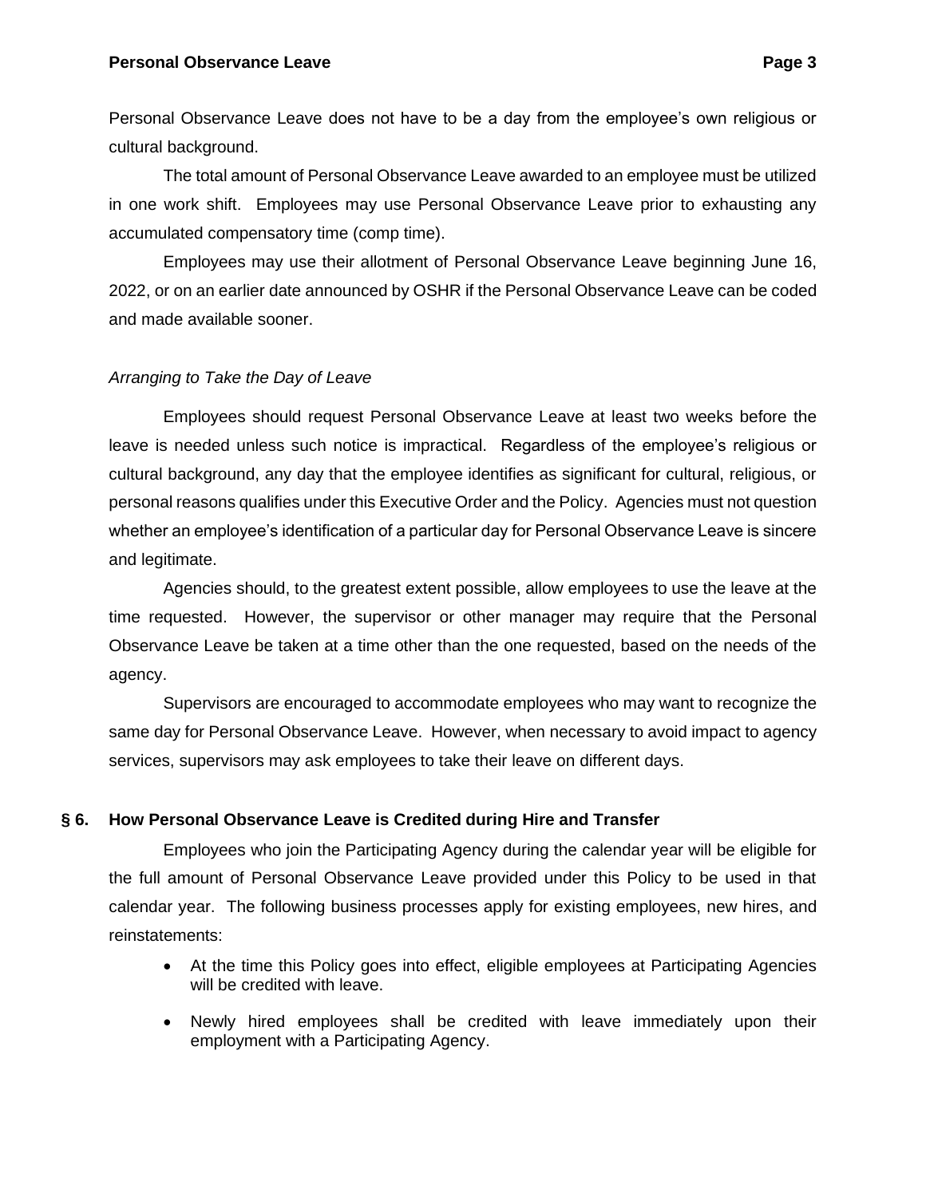Personal Observance Leave does not have to be a day from the employee's own religious or cultural background.

The total amount of Personal Observance Leave awarded to an employee must be utilized in one work shift. Employees may use Personal Observance Leave prior to exhausting any accumulated compensatory time (comp time).

Employees may use their allotment of Personal Observance Leave beginning June 16, 2022, or on an earlier date announced by OSHR if the Personal Observance Leave can be coded and made available sooner.

*Arranging to Take the Day of Leave*

Employees should request Personal Observance Leave at least two weeks before the leave is needed unless such notice is impractical. Regardless of the employee's religious or cultural background, any day that the employee identifies as significant for cultural, religious, or personal reasons qualifies under this Executive Order and the Policy. Agencies must not question whether an employee's identification of a particular day for Personal Observance Leave is sincere and legitimate.

Agencies should, to the greatest extent possible, allow employees to use the leave at the time requested. However, the supervisor or other manager may require that the Personal Observance Leave be taken at a time other than the one requested, based on the needs of the agency.

Supervisors are encouraged to accommodate employees who may want to recognize the same day for Personal Observance Leave. However, when necessary to avoid impact to agency services, supervisors may ask employees to take their leave on different days.

## § 6. How Personal Observance Leave is Credited during Hire and Transfer

Employees who join the Participating Agency during the calendar year will be eligible for the full amount of Personal Observance Leave provided under this Policy to be used in that calendar year. The following business processes apply for existing employees, new hires, and reinstatements:

- At the time this Policy goes into effect, eligible employees at Participating Agencies will be credited with leave.
- Newly hired employees shall be credited with leave immediately upon their employment with a Participating Agency.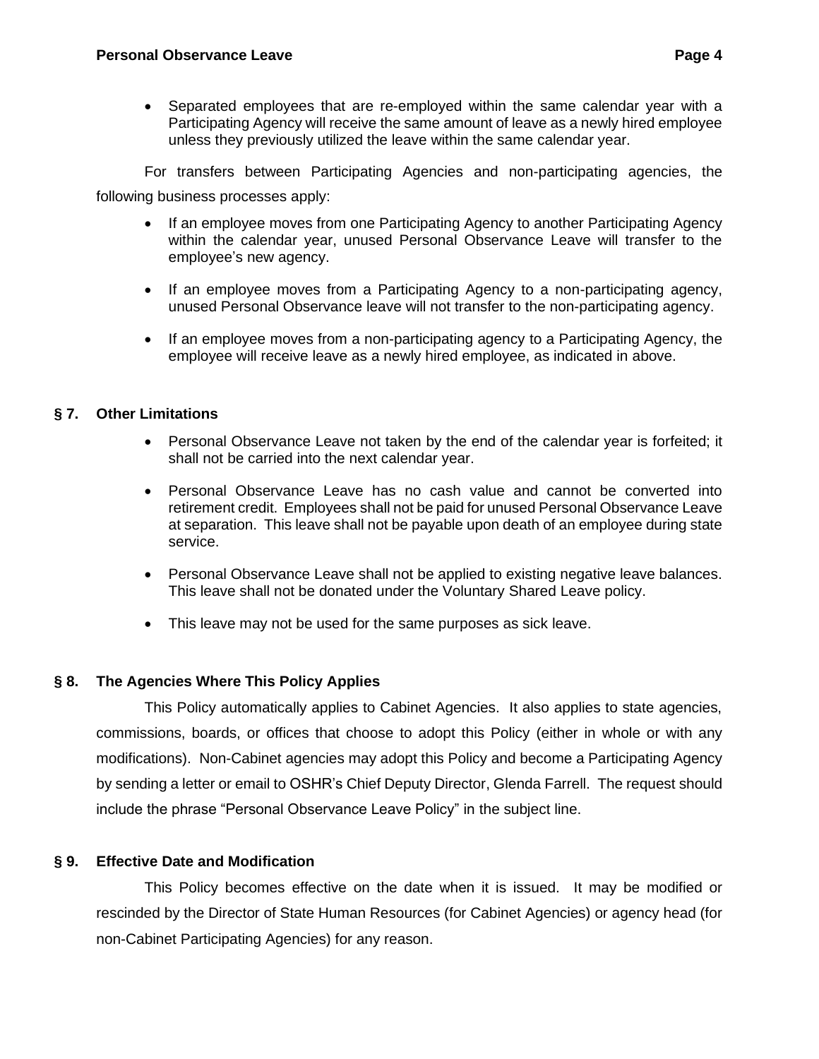- Separated employees that are re-employed within the same calendar year with a Participating Agency will receive the same amount of leave as a newly hired employee unless they previously utilized the leave within the same calendar year.

For transfers between Participating Agencies and non-participating agencies, the following business processes apply:

- If an employee moves from one Participating Agency to another Participating Agency within the calendar year, unused Personal Observance Leave will transfer to the employee's new agency.
- If an employee moves from a Participating Agency to a non-participating agency, unused Personal Observance leave will not transfer to the non-participating agency.
- If an employee moves from a non-participating agency to a Participating Agency, the employee will receive leave as a newly hired employee, as indicated in above.

## § 7. Other Limitations

- Personal Observance Leave not taken by the end of the calendar year is forfeited; it shall not be carried into the next calendar year.
- Personal Observance Leave has no cash value and cannot be converted into retirement credit. Employees shall not be paid for unused Personal Observance Leave at separation. This leave shall not be payable upon death of an employee during state service.
- Personal Observance Leave shall not be applied to existing negative leave balances. This leave shall not be donated under the Voluntary Shared Leave policy.
- This leave may not be used for the same purposes as sick leave.

## § 8. The Agencies Where This Policy Applies

This Policy automatically applies to Cabinet Agencies. It also applies to state agencies, commissions, boards, or offices that choose to adopt this Policy (either in whole or with any modifications). Non-Cabinet agencies may adopt this Policy and become a Participating Agency by sending a letter or email to OSHR's Chief Deputy Director, Glenda Farrell. The request should include the phrase "Personal Observance Leave Policy" in the subject line.

## § 9. Effective Date and Modification

This Policy becomes effective on the date when it is issued. It may be modified or rescinded by the Director of State Human Resources (for Cabinet Agencies) or agency head (for non-Cabinet Participating Agencies) for any reason.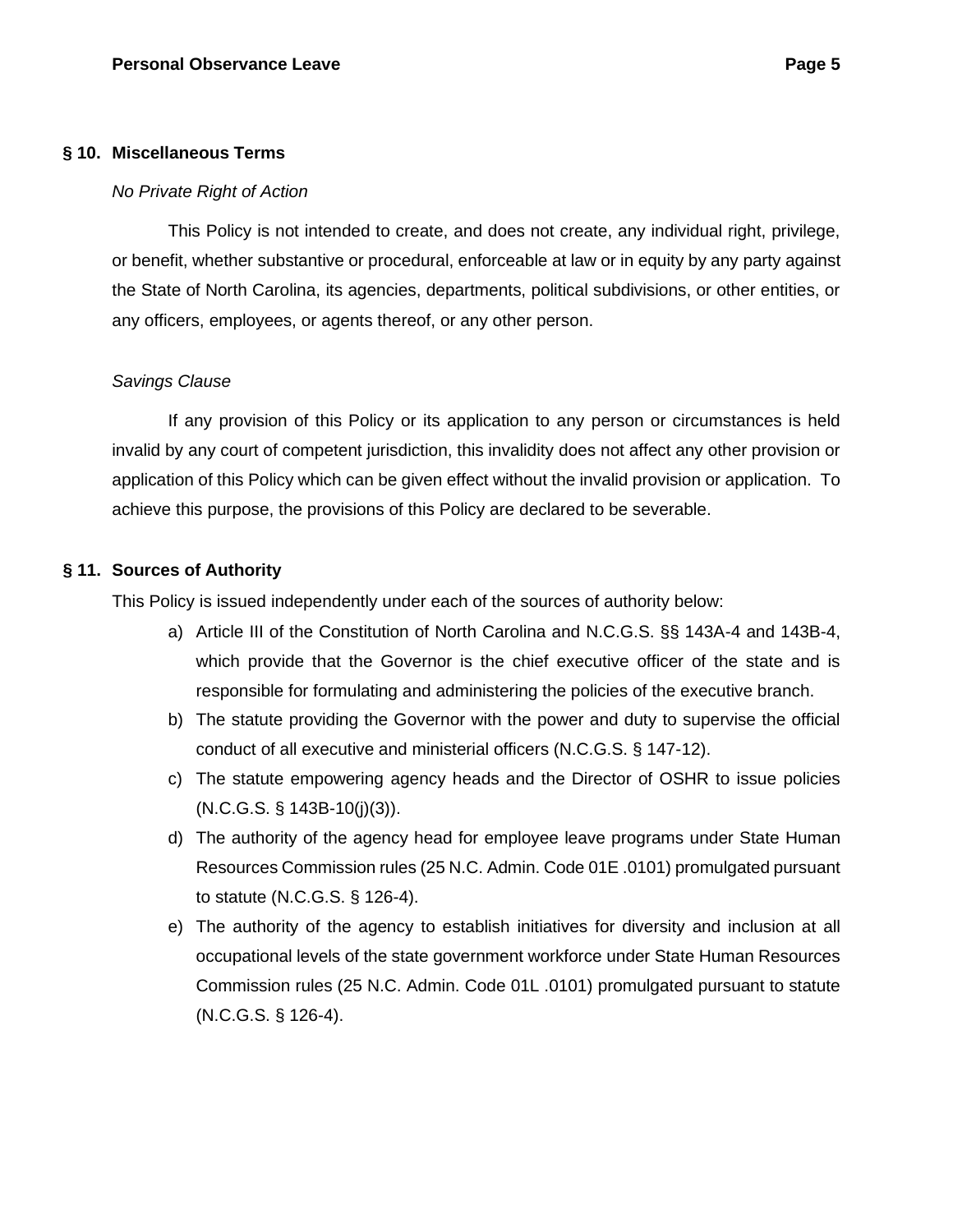## § 10. Miscellaneous Terms

*No Private Right of Action*

This Policy is not intended to create, and does not create, any individual right, privilege, or benefit, whether substantive or procedural, enforceable at law or in equity by any party against the State of North Carolina, its agencies, departments, political subdivisions, or other entities, or any officers, employees, or agents thereof, or any other person.

*Savings Clause*

If any provision of this Policy or its application to any person or circumstances is held invalid by any court of competent jurisdiction, this invalidity does not affect any other provision or application of this Policy which can be given effect without the invalid provision or application. To achieve this purpose, the provisions of this Policy are declared to be severable.

## § 11. Sources of Authority

This Policy is issued independently under each of the sources of authority below:

a) Article III of the Constitution of North Carolina and N.C.G.S. §§ 143A-4 and 143B-4, which provide that the Governor is the chief executive officer of the state and is responsible for formulating and administering the policies of the executive branch.

b) The statute providing the Governor with the power and duty to supervise the official conduct of all executive and ministerial officers (N.C.G.S. § 147-12).

c) The statute empowering agency heads and the Director of OSHR to issue policies (N.C.G.S. § 143B-10(j)(3)).

d) The authority of the agency head for employee leave programs under State Human Resources Commission rules (25 N.C. Admin. Code 01E .0101) promulgated pursuant to statute (N.C.G.S. § 126-4).

e) The authority of the agency to establish initiatives for diversity and inclusion at all occupational levels of the state government workforce under State Human Resources Commission rules (25 N.C. Admin. Code 01L .0101) promulgated pursuant to statute (N.C.G.S. § 126-4).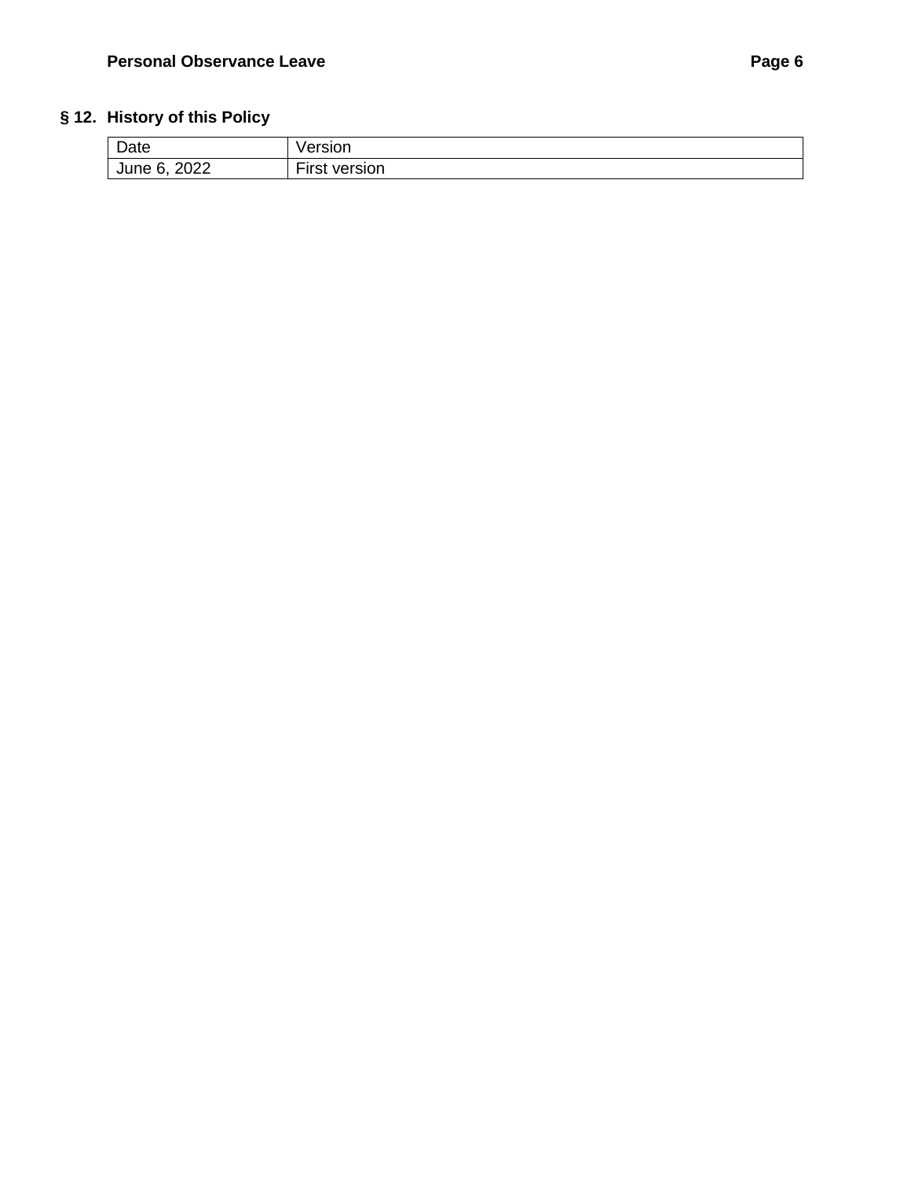## § 12. History of this Policy

| Date | Version |
| --- | --- |
| June 6, 2022 | First version |